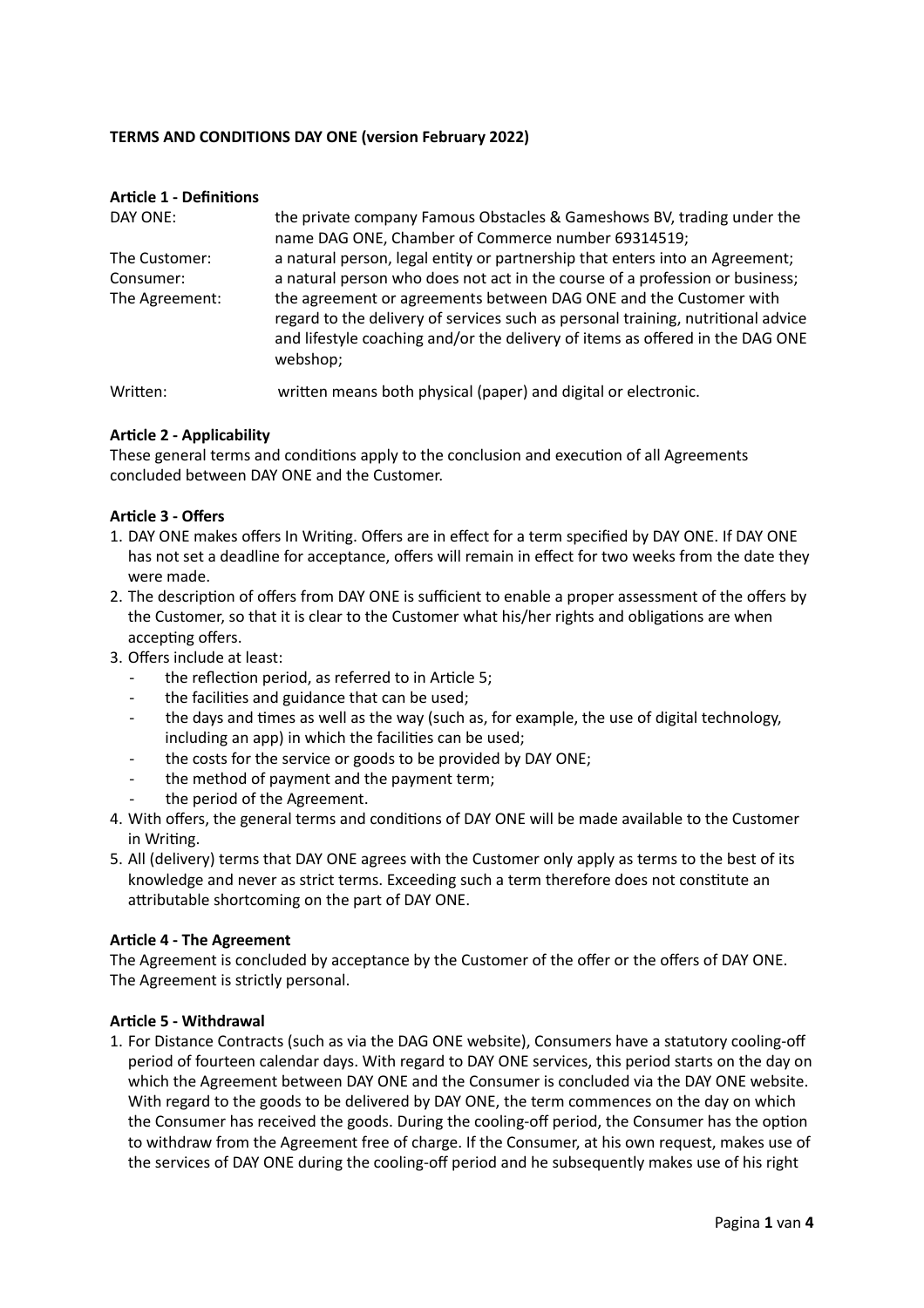**TERMS AND CONDITIONS DAY ONE (version February 2022)**

**Article 1 - Definitions**

| | |
|---|---|
| DAY ONE: | the private company Famous Obstacles & Gameshows BV, trading under the name DAG ONE, Chamber of Commerce number 69314519; |
| The Customer: | a natural person, legal entity or partnership that enters into an Agreement; |
| Consumer: | a natural person who does not act in the course of a profession or business; |
| The Agreement: | the agreement or agreements between DAG ONE and the Customer with regard to the delivery of services such as personal training, nutritional advice and lifestyle coaching and/or the delivery of items as offered in the DAG ONE webshop; |
| Written: | written means both physical (paper) and digital or electronic. |

**Article 2 - Applicability**

These general terms and conditions apply to the conclusion and execution of all Agreements concluded between DAY ONE and the Customer.

**Article 3 - Offers**

1. DAY ONE makes offers In Writing. Offers are in effect for a term specified by DAY ONE. If DAY ONE has not set a deadline for acceptance, offers will remain in effect for two weeks from the date they were made.
2. The description of offers from DAY ONE is sufficient to enable a proper assessment of the offers by the Customer, so that it is clear to the Customer what his/her rights and obligations are when accepting offers.
3. Offers include at least:
   - the reflection period, as referred to in Article 5;
   - the facilities and guidance that can be used;
   - the days and times as well as the way (such as, for example, the use of digital technology, including an app) in which the facilities can be used;
   - the costs for the service or goods to be provided by DAY ONE;
   - the method of payment and the payment term;
   - the period of the Agreement.
4. With offers, the general terms and conditions of DAY ONE will be made available to the Customer in Writing.
5. All (delivery) terms that DAY ONE agrees with the Customer only apply as terms to the best of its knowledge and never as strict terms. Exceeding such a term therefore does not constitute an attributable shortcoming on the part of DAY ONE.

**Article 4 - The Agreement**

The Agreement is concluded by acceptance by the Customer of the offer or the offers of DAY ONE. The Agreement is strictly personal.

**Article 5 - Withdrawal**

1. For Distance Contracts (such as via the DAG ONE website), Consumers have a statutory cooling-off period of fourteen calendar days. With regard to DAY ONE services, this period starts on the day on which the Agreement between DAY ONE and the Consumer is concluded via the DAY ONE website. With regard to the goods to be delivered by DAY ONE, the term commences on the day on which the Consumer has received the goods. During the cooling-off period, the Consumer has the option to withdraw from the Agreement free of charge. If the Consumer, at his own request, makes use of the services of DAY ONE during the cooling-off period and he subsequently makes use of his right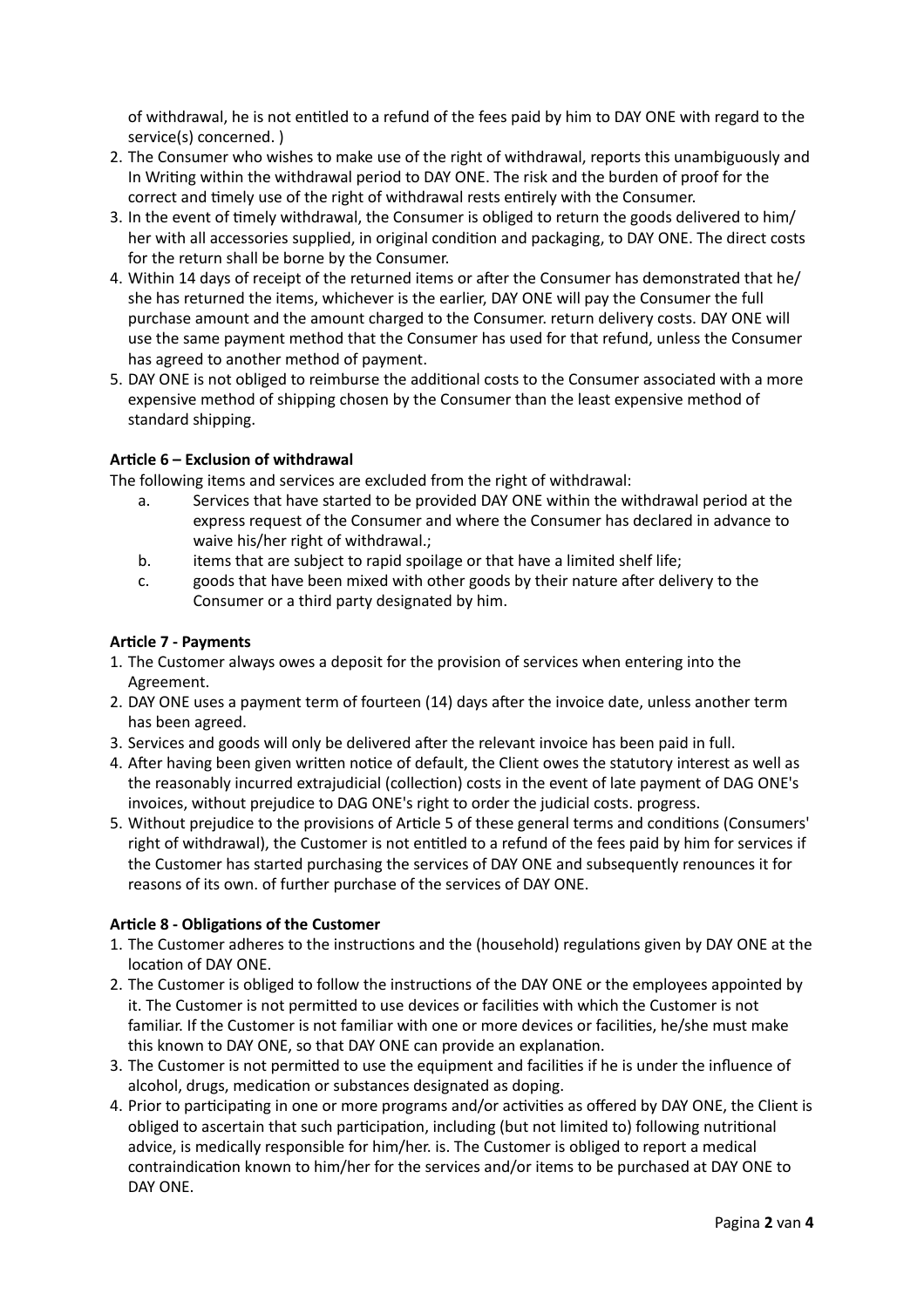of withdrawal, he is not entitled to a refund of the fees paid by him to DAY ONE with regard to the service(s) concerned. )

2. The Consumer who wishes to make use of the right of withdrawal, reports this unambiguously and In Writing within the withdrawal period to DAY ONE. The risk and the burden of proof for the correct and timely use of the right of withdrawal rests entirely with the Consumer.
3. In the event of timely withdrawal, the Consumer is obliged to return the goods delivered to him/her with all accessories supplied, in original condition and packaging, to DAY ONE. The direct costs for the return shall be borne by the Consumer.
4. Within 14 days of receipt of the returned items or after the Consumer has demonstrated that he/she has returned the items, whichever is the earlier, DAY ONE will pay the Consumer the full purchase amount and the amount charged to the Consumer. return delivery costs. DAY ONE will use the same payment method that the Consumer has used for that refund, unless the Consumer has agreed to another method of payment.
5. DAY ONE is not obliged to reimburse the additional costs to the Consumer associated with a more expensive method of shipping chosen by the Consumer than the least expensive method of standard shipping.

**Article 6 – Exclusion of withdrawal**

The following items and services are excluded from the right of withdrawal:

a. Services that have started to be provided DAY ONE within the withdrawal period at the express request of the Consumer and where the Consumer has declared in advance to waive his/her right of withdrawal.;

b. items that are subject to rapid spoilage or that have a limited shelf life;

c. goods that have been mixed with other goods by their nature after delivery to the Consumer or a third party designated by him.

**Article 7 - Payments**

1. The Customer always owes a deposit for the provision of services when entering into the Agreement.
2. DAY ONE uses a payment term of fourteen (14) days after the invoice date, unless another term has been agreed.
3. Services and goods will only be delivered after the relevant invoice has been paid in full.
4. After having been given written notice of default, the Client owes the statutory interest as well as the reasonably incurred extrajudicial (collection) costs in the event of late payment of DAG ONE's invoices, without prejudice to DAG ONE's right to order the judicial costs. progress.
5. Without prejudice to the provisions of Article 5 of these general terms and conditions (Consumers' right of withdrawal), the Customer is not entitled to a refund of the fees paid by him for services if the Customer has started purchasing the services of DAY ONE and subsequently renounces it for reasons of its own. of further purchase of the services of DAY ONE.

**Article 8 - Obligations of the Customer**

1. The Customer adheres to the instructions and the (household) regulations given by DAY ONE at the location of DAY ONE.
2. The Customer is obliged to follow the instructions of the DAY ONE or the employees appointed by it. The Customer is not permitted to use devices or facilities with which the Customer is not familiar. If the Customer is not familiar with one or more devices or facilities, he/she must make this known to DAY ONE, so that DAY ONE can provide an explanation.
3. The Customer is not permitted to use the equipment and facilities if he is under the influence of alcohol, drugs, medication or substances designated as doping.
4. Prior to participating in one or more programs and/or activities as offered by DAY ONE, the Client is obliged to ascertain that such participation, including (but not limited to) following nutritional advice, is medically responsible for him/her. is. The Customer is obliged to report a medical contraindication known to him/her for the services and/or items to be purchased at DAY ONE to DAY ONE.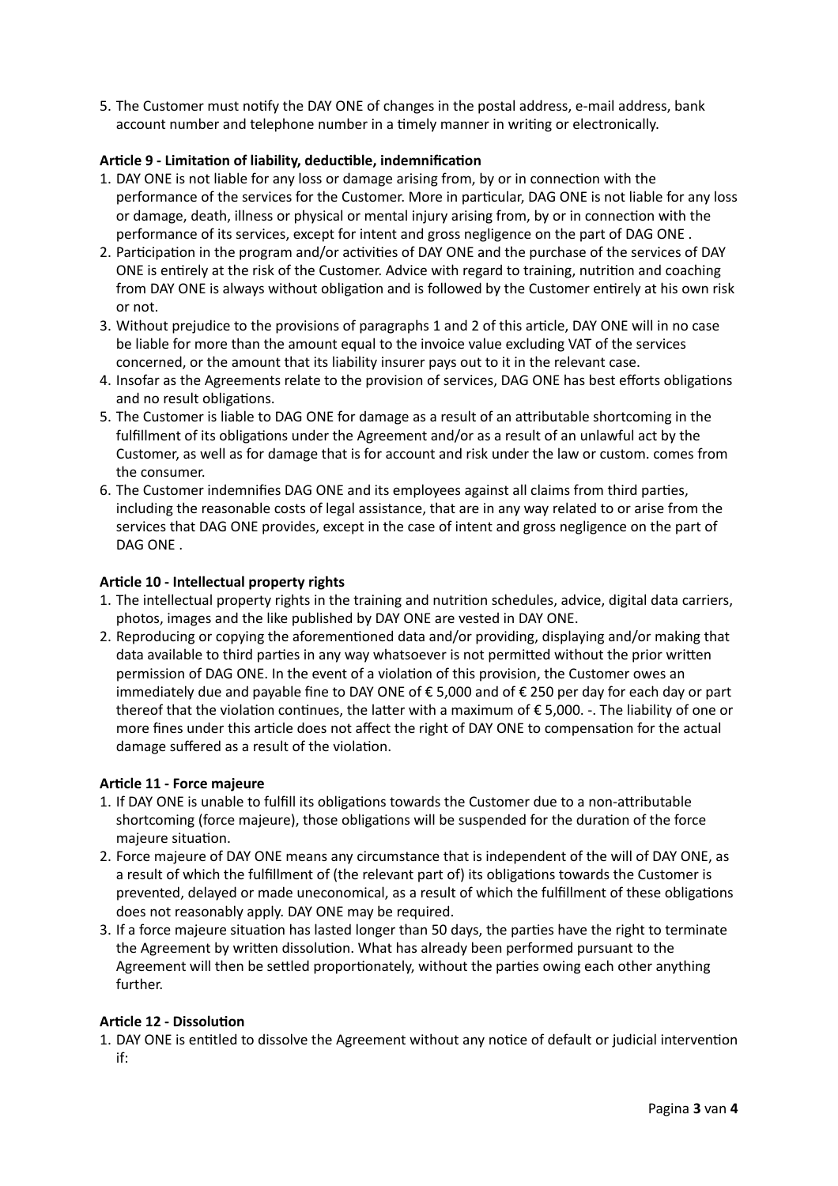5. The Customer must notify the DAY ONE of changes in the postal address, e-mail address, bank account number and telephone number in a timely manner in writing or electronically.

**Article 9 - Limitation of liability, deductible, indemnification**

1. DAY ONE is not liable for any loss or damage arising from, by or in connection with the performance of the services for the Customer. More in particular, DAG ONE is not liable for any loss or damage, death, illness or physical or mental injury arising from, by or in connection with the performance of its services, except for intent and gross negligence on the part of DAG ONE .
2. Participation in the program and/or activities of DAY ONE and the purchase of the services of DAY ONE is entirely at the risk of the Customer. Advice with regard to training, nutrition and coaching from DAY ONE is always without obligation and is followed by the Customer entirely at his own risk or not.
3. Without prejudice to the provisions of paragraphs 1 and 2 of this article, DAY ONE will in no case be liable for more than the amount equal to the invoice value excluding VAT of the services concerned, or the amount that its liability insurer pays out to it in the relevant case.
4. Insofar as the Agreements relate to the provision of services, DAG ONE has best efforts obligations and no result obligations.
5. The Customer is liable to DAG ONE for damage as a result of an attributable shortcoming in the fulfillment of its obligations under the Agreement and/or as a result of an unlawful act by the Customer, as well as for damage that is for account and risk under the law or custom. comes from the consumer.
6. The Customer indemnifies DAG ONE and its employees against all claims from third parties, including the reasonable costs of legal assistance, that are in any way related to or arise from the services that DAG ONE provides, except in the case of intent and gross negligence on the part of DAG ONE .

**Article 10 - Intellectual property rights**

1. The intellectual property rights in the training and nutrition schedules, advice, digital data carriers, photos, images and the like published by DAY ONE are vested in DAY ONE.
2. Reproducing or copying the aforementioned data and/or providing, displaying and/or making that data available to third parties in any way whatsoever is not permitted without the prior written permission of DAG ONE. In the event of a violation of this provision, the Customer owes an immediately due and payable fine to DAY ONE of € 5,000 and of € 250 per day for each day or part thereof that the violation continues, the latter with a maximum of € 5,000. -. The liability of one or more fines under this article does not affect the right of DAY ONE to compensation for the actual damage suffered as a result of the violation.

**Article 11 - Force majeure**

1. If DAY ONE is unable to fulfill its obligations towards the Customer due to a non-attributable shortcoming (force majeure), those obligations will be suspended for the duration of the force majeure situation.
2. Force majeure of DAY ONE means any circumstance that is independent of the will of DAY ONE, as a result of which the fulfillment of (the relevant part of) its obligations towards the Customer is prevented, delayed or made uneconomical, as a result of which the fulfillment of these obligations does not reasonably apply. DAY ONE may be required.
3. If a force majeure situation has lasted longer than 50 days, the parties have the right to terminate the Agreement by written dissolution. What has already been performed pursuant to the Agreement will then be settled proportionately, without the parties owing each other anything further.

**Article 12 - Dissolution**

1. DAY ONE is entitled to dissolve the Agreement without any notice of default or judicial intervention if: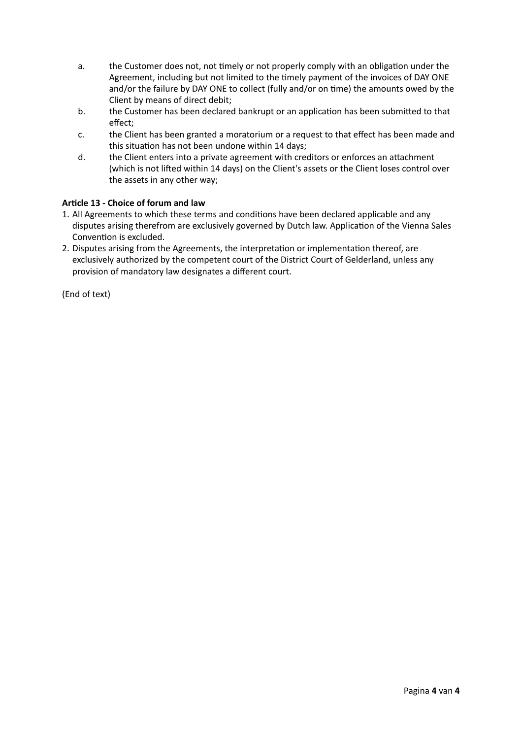a. the Customer does not, not timely or not properly comply with an obligation under the Agreement, including but not limited to the timely payment of the invoices of DAY ONE and/or the failure by DAY ONE to collect (fully and/or on time) the amounts owed by the Client by means of direct debit;
b. the Customer has been declared bankrupt or an application has been submitted to that effect;
c. the Client has been granted a moratorium or a request to that effect has been made and this situation has not been undone within 14 days;
d. the Client enters into a private agreement with creditors or enforces an attachment (which is not lifted within 14 days) on the Client's assets or the Client loses control over the assets in any other way;

**Article 13 - Choice of forum and law**

1. All Agreements to which these terms and conditions have been declared applicable and any disputes arising therefrom are exclusively governed by Dutch law. Application of the Vienna Sales Convention is excluded.
2. Disputes arising from the Agreements, the interpretation or implementation thereof, are exclusively authorized by the competent court of the District Court of Gelderland, unless any provision of mandatory law designates a different court.

(End of text)